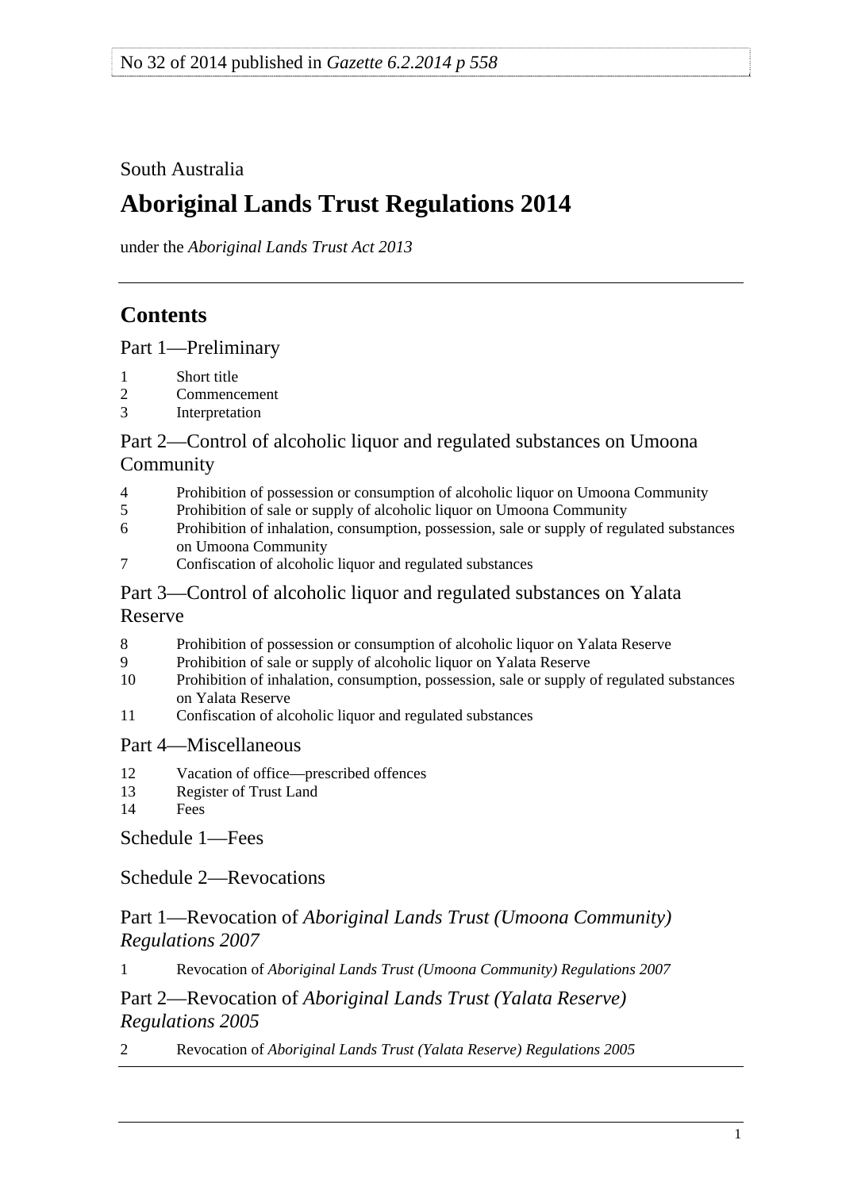No 32 of 2014 published in *Gazette 6.2.2014 p 558*

South Australia

# Aboriginal Lands Trust Regulations 2014

under the *Aboriginal Lands Trust Act 2013*

## Contents

Part 1—Preliminary

1 Short title
2 Commencement
3 Interpretation

Part 2—Control of alcoholic liquor and regulated substances on Umoona Community

4 Prohibition of possession or consumption of alcoholic liquor on Umoona Community
5 Prohibition of sale or supply of alcoholic liquor on Umoona Community
6 Prohibition of inhalation, consumption, possession, sale or supply of regulated substances on Umoona Community
7 Confiscation of alcoholic liquor and regulated substances

Part 3—Control of alcoholic liquor and regulated substances on Yalata Reserve

8 Prohibition of possession or consumption of alcoholic liquor on Yalata Reserve
9 Prohibition of sale or supply of alcoholic liquor on Yalata Reserve
10 Prohibition of inhalation, consumption, possession, sale or supply of regulated substances on Yalata Reserve
11 Confiscation of alcoholic liquor and regulated substances

Part 4—Miscellaneous

12 Vacation of office—prescribed offences
13 Register of Trust Land
14 Fees

Schedule 1—Fees

Schedule 2—Revocations

Part 1—Revocation of *Aboriginal Lands Trust (Umoona Community) Regulations 2007*

1 Revocation of *Aboriginal Lands Trust (Umoona Community) Regulations 2007*

Part 2—Revocation of *Aboriginal Lands Trust (Yalata Reserve) Regulations 2005*

2 Revocation of *Aboriginal Lands Trust (Yalata Reserve) Regulations 2005*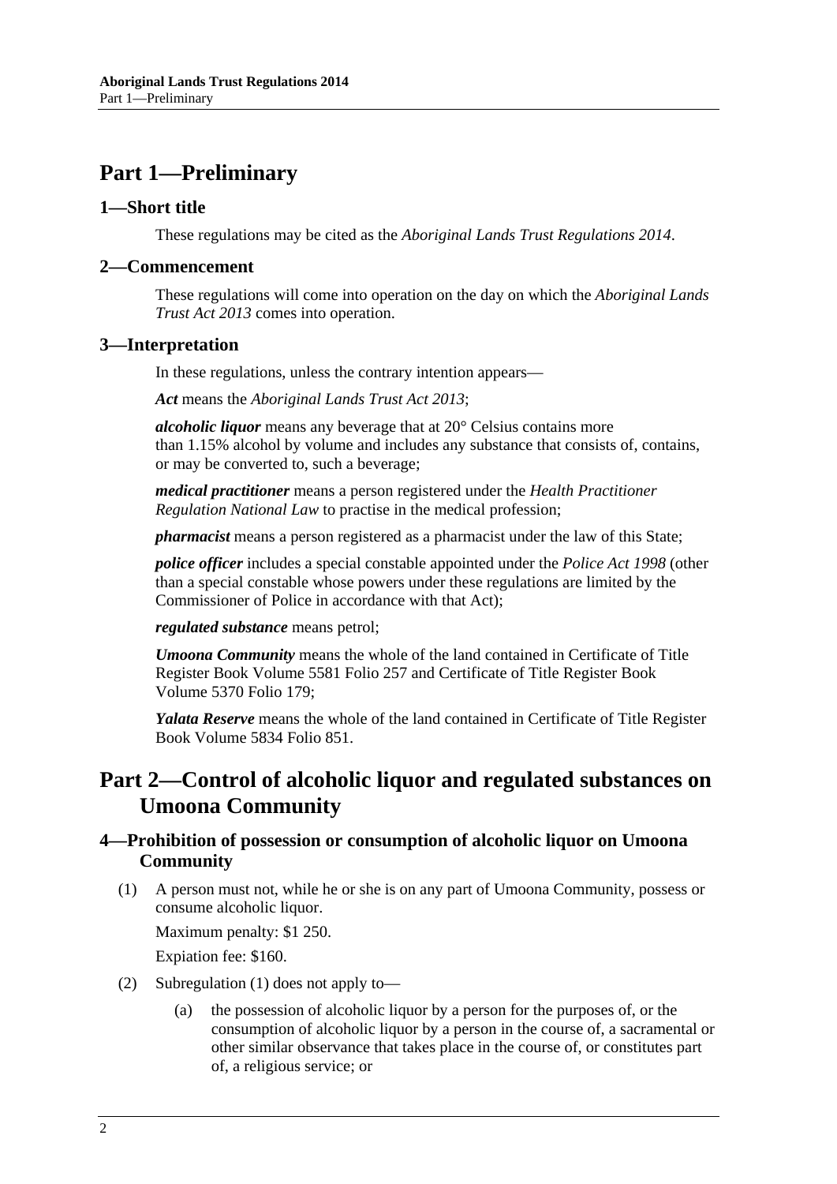# Part 1—Preliminary

## 1—Short title

These regulations may be cited as the *Aboriginal Lands Trust Regulations 2014*.

## 2—Commencement

These regulations will come into operation on the day on which the *Aboriginal Lands Trust Act 2013* comes into operation.

## 3—Interpretation

In these regulations, unless the contrary intention appears—

***Act*** means the *Aboriginal Lands Trust Act 2013*;

***alcoholic liquor*** means any beverage that at 20° Celsius contains more than 1.15% alcohol by volume and includes any substance that consists of, contains, or may be converted to, such a beverage;

***medical practitioner*** means a person registered under the *Health Practitioner Regulation National Law* to practise in the medical profession;

***pharmacist*** means a person registered as a pharmacist under the law of this State;

***police officer*** includes a special constable appointed under the *Police Act 1998* (other than a special constable whose powers under these regulations are limited by the Commissioner of Police in accordance with that Act);

***regulated substance*** means petrol;

***Umoona Community*** means the whole of the land contained in Certificate of Title Register Book Volume 5581 Folio 257 and Certificate of Title Register Book Volume 5370 Folio 179;

***Yalata Reserve*** means the whole of the land contained in Certificate of Title Register Book Volume 5834 Folio 851.

# Part 2—Control of alcoholic liquor and regulated substances on Umoona Community

## 4—Prohibition of possession or consumption of alcoholic liquor on Umoona Community

(1) A person must not, while he or she is on any part of Umoona Community, possess or consume alcoholic liquor.

Maximum penalty: $1 250.

Expiation fee: $160.

(2) Subregulation (1) does not apply to—

(a) the possession of alcoholic liquor by a person for the purposes of, or the consumption of alcoholic liquor by a person in the course of, a sacramental or other similar observance that takes place in the course of, or constitutes part of, a religious service; or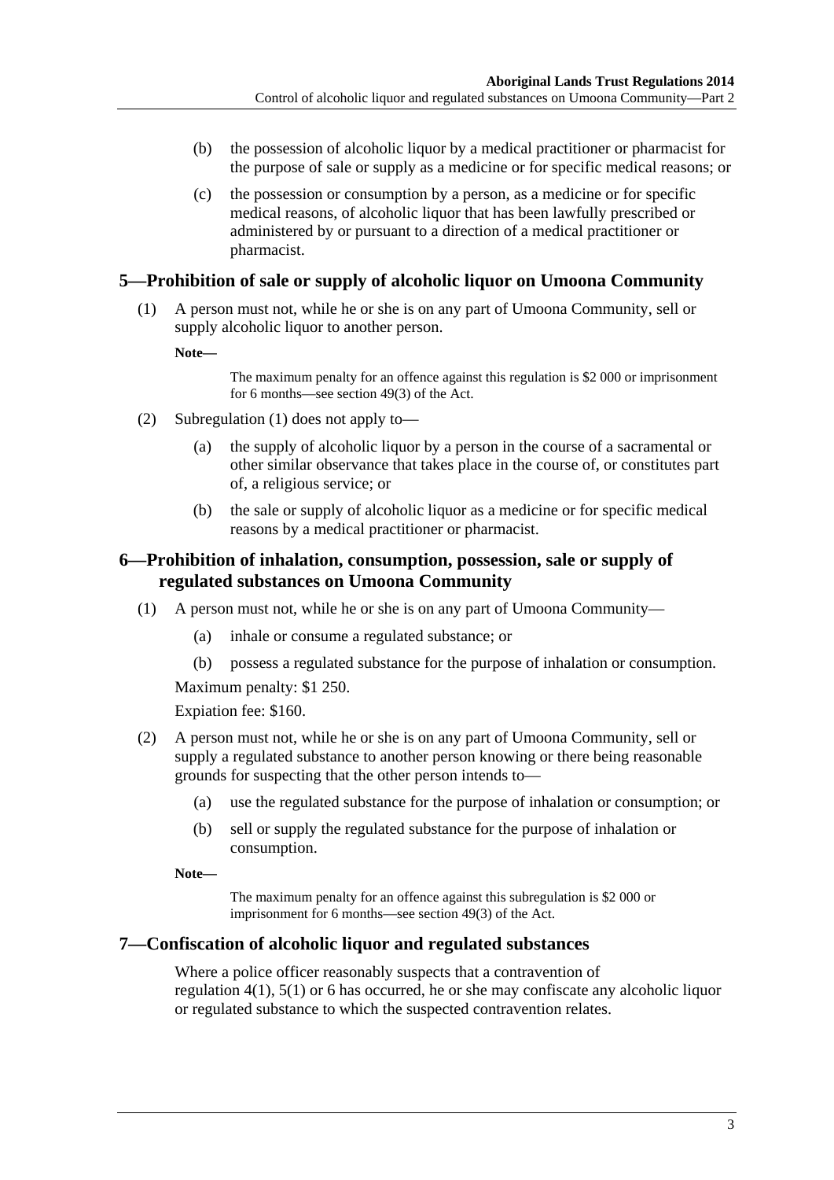(b) the possession of alcoholic liquor by a medical practitioner or pharmacist for the purpose of sale or supply as a medicine or for specific medical reasons; or

(c) the possession or consumption by a person, as a medicine or for specific medical reasons, of alcoholic liquor that has been lawfully prescribed or administered by or pursuant to a direction of a medical practitioner or pharmacist.

## 5—Prohibition of sale or supply of alcoholic liquor on Umoona Community

(1) A person must not, while he or she is on any part of Umoona Community, sell or supply alcoholic liquor to another person.

**Note—**

The maximum penalty for an offence against this regulation is $2 000 or imprisonment for 6 months—see section 49(3) of the Act.

(2) Subregulation (1) does not apply to—

(a) the supply of alcoholic liquor by a person in the course of a sacramental or other similar observance that takes place in the course of, or constitutes part of, a religious service; or

(b) the sale or supply of alcoholic liquor as a medicine or for specific medical reasons by a medical practitioner or pharmacist.

## 6—Prohibition of inhalation, consumption, possession, sale or supply of regulated substances on Umoona Community

(1) A person must not, while he or she is on any part of Umoona Community—

(a) inhale or consume a regulated substance; or

(b) possess a regulated substance for the purpose of inhalation or consumption.

Maximum penalty: $1 250.

Expiation fee: $160.

(2) A person must not, while he or she is on any part of Umoona Community, sell or supply a regulated substance to another person knowing or there being reasonable grounds for suspecting that the other person intends to—

(a) use the regulated substance for the purpose of inhalation or consumption; or

(b) sell or supply the regulated substance for the purpose of inhalation or consumption.

**Note—**

The maximum penalty for an offence against this subregulation is $2 000 or imprisonment for 6 months—see section 49(3) of the Act.

## 7—Confiscation of alcoholic liquor and regulated substances

Where a police officer reasonably suspects that a contravention of regulation 4(1), 5(1) or 6 has occurred, he or she may confiscate any alcoholic liquor or regulated substance to which the suspected contravention relates.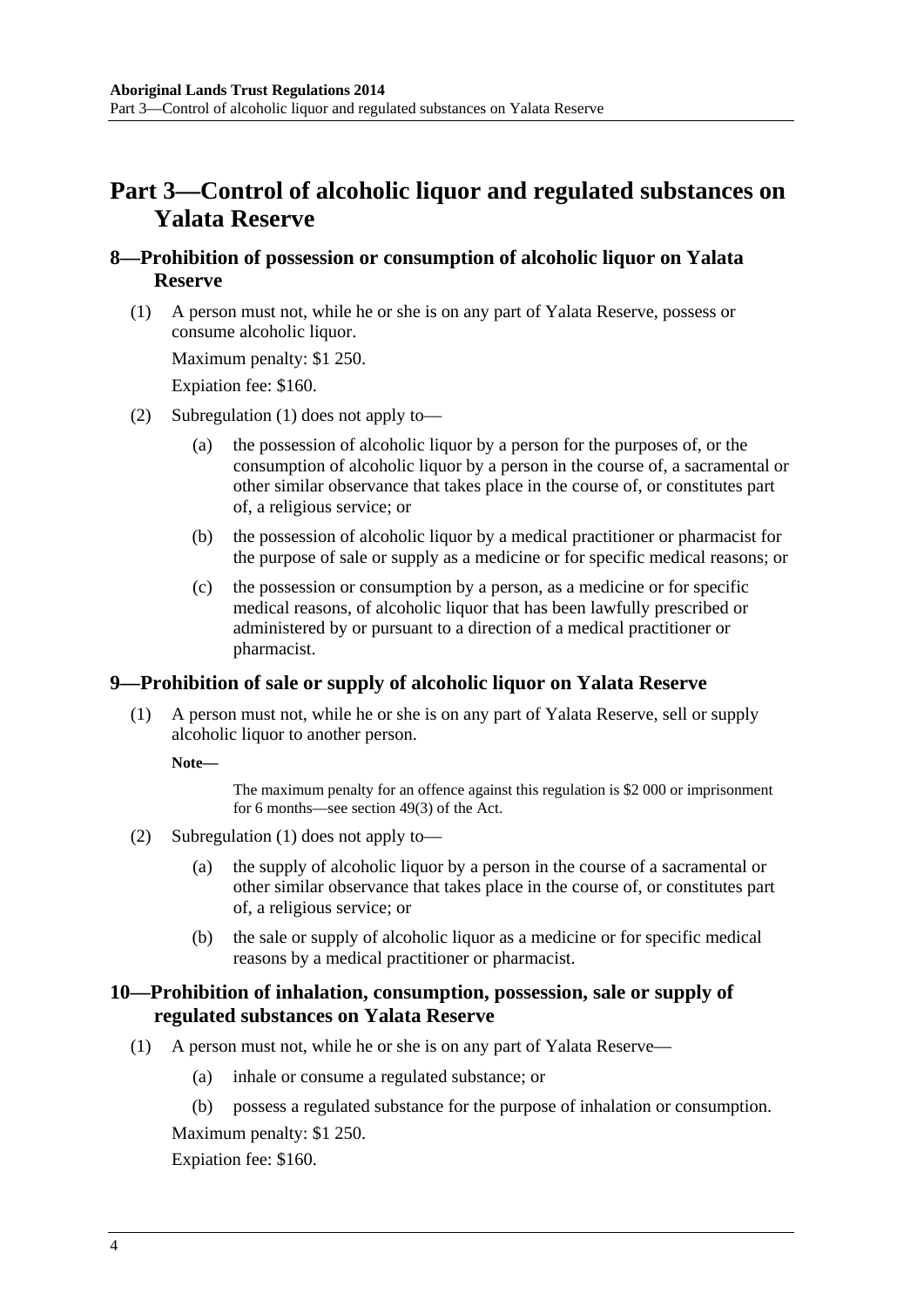# Part 3—Control of alcoholic liquor and regulated substances on Yalata Reserve

## 8—Prohibition of possession or consumption of alcoholic liquor on Yalata Reserve

(1) A person must not, while he or she is on any part of Yalata Reserve, possess or consume alcoholic liquor.

Maximum penalty: $1 250.

Expiation fee: $160.

(2) Subregulation (1) does not apply to—

(a) the possession of alcoholic liquor by a person for the purposes of, or the consumption of alcoholic liquor by a person in the course of, a sacramental or other similar observance that takes place in the course of, or constitutes part of, a religious service; or

(b) the possession of alcoholic liquor by a medical practitioner or pharmacist for the purpose of sale or supply as a medicine or for specific medical reasons; or

(c) the possession or consumption by a person, as a medicine or for specific medical reasons, of alcoholic liquor that has been lawfully prescribed or administered by or pursuant to a direction of a medical practitioner or pharmacist.

## 9—Prohibition of sale or supply of alcoholic liquor on Yalata Reserve

(1) A person must not, while he or she is on any part of Yalata Reserve, sell or supply alcoholic liquor to another person.

**Note—**

The maximum penalty for an offence against this regulation is $2 000 or imprisonment for 6 months—see section 49(3) of the Act.

(2) Subregulation (1) does not apply to—

(a) the supply of alcoholic liquor by a person in the course of a sacramental or other similar observance that takes place in the course of, or constitutes part of, a religious service; or

(b) the sale or supply of alcoholic liquor as a medicine or for specific medical reasons by a medical practitioner or pharmacist.

## 10—Prohibition of inhalation, consumption, possession, sale or supply of regulated substances on Yalata Reserve

(1) A person must not, while he or she is on any part of Yalata Reserve—

(a) inhale or consume a regulated substance; or

(b) possess a regulated substance for the purpose of inhalation or consumption.

Maximum penalty: $1 250.

Expiation fee: $160.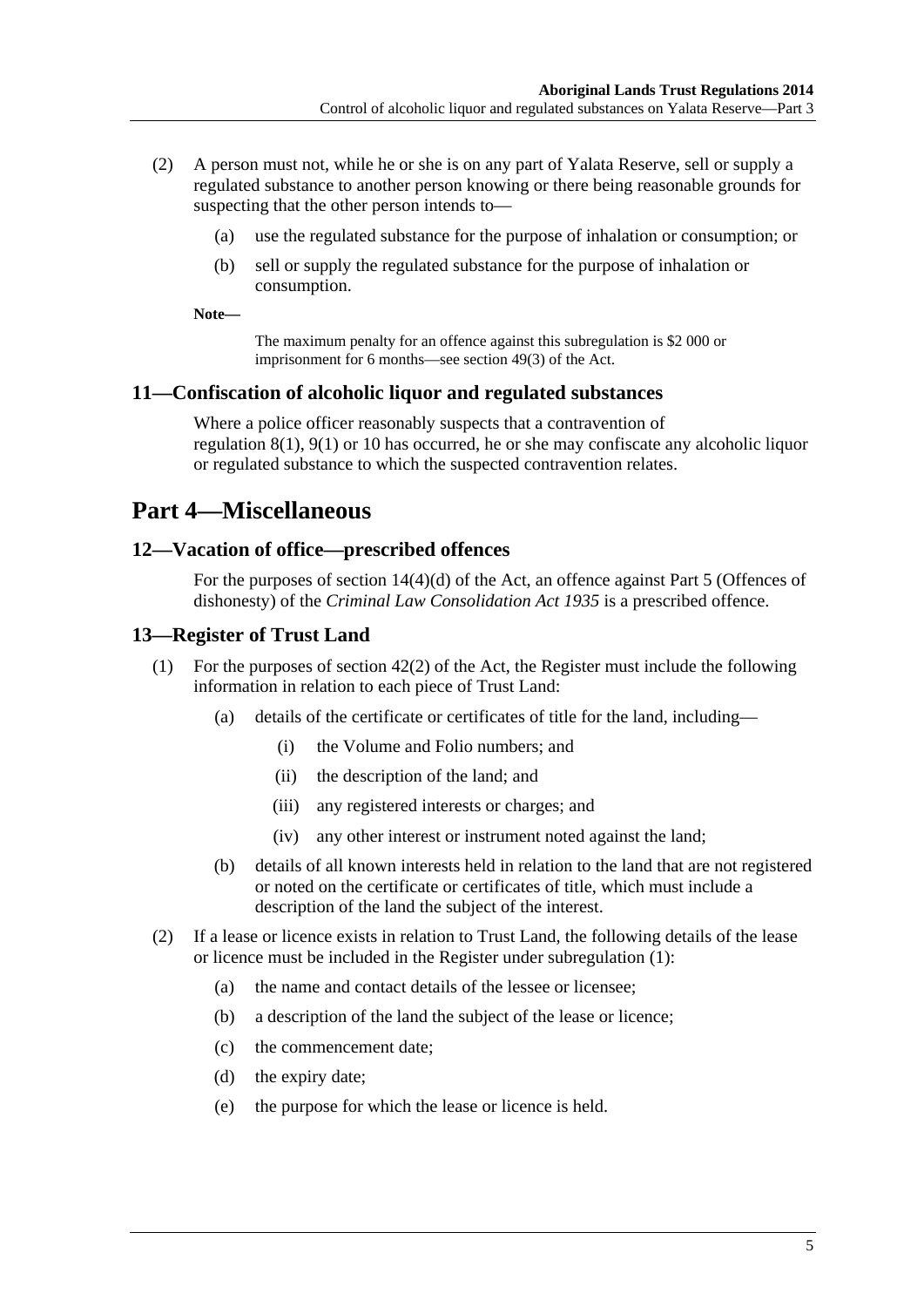(2) A person must not, while he or she is on any part of Yalata Reserve, sell or supply a regulated substance to another person knowing or there being reasonable grounds for suspecting that the other person intends to—

(a) use the regulated substance for the purpose of inhalation or consumption; or

(b) sell or supply the regulated substance for the purpose of inhalation or consumption.

**Note—**

The maximum penalty for an offence against this subregulation is $2 000 or imprisonment for 6 months—see section 49(3) of the Act.

### 11—Confiscation of alcoholic liquor and regulated substances

Where a police officer reasonably suspects that a contravention of regulation 8(1), 9(1) or 10 has occurred, he or she may confiscate any alcoholic liquor or regulated substance to which the suspected contravention relates.

## Part 4—Miscellaneous

### 12—Vacation of office—prescribed offences

For the purposes of section 14(4)(d) of the Act, an offence against Part 5 (Offences of dishonesty) of the *Criminal Law Consolidation Act 1935* is a prescribed offence.

### 13—Register of Trust Land

(1) For the purposes of section 42(2) of the Act, the Register must include the following information in relation to each piece of Trust Land:

(a) details of the certificate or certificates of title for the land, including—

(i) the Volume and Folio numbers; and

(ii) the description of the land; and

(iii) any registered interests or charges; and

(iv) any other interest or instrument noted against the land;

(b) details of all known interests held in relation to the land that are not registered or noted on the certificate or certificates of title, which must include a description of the land the subject of the interest.

(2) If a lease or licence exists in relation to Trust Land, the following details of the lease or licence must be included in the Register under subregulation (1):

(a) the name and contact details of the lessee or licensee;

(b) a description of the land the subject of the lease or licence;

(c) the commencement date;

(d) the expiry date;

(e) the purpose for which the lease or licence is held.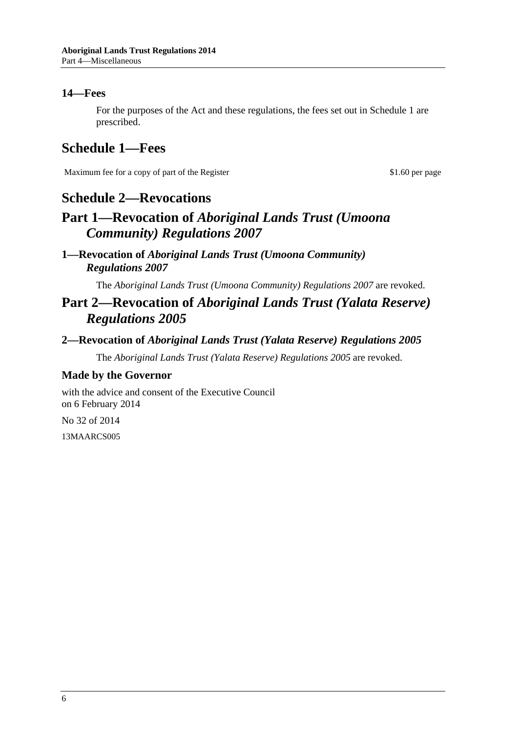### 14—Fees

For the purposes of the Act and these regulations, the fees set out in Schedule 1 are prescribed.

## Schedule 1—Fees

| | |
|---|---|
| Maximum fee for a copy of part of the Register | $1.60 per page |

## Schedule 2—Revocations

## Part 1—Revocation of *Aboriginal Lands Trust (Umoona Community) Regulations 2007*

### 1—Revocation of *Aboriginal Lands Trust (Umoona Community) Regulations 2007*

The *Aboriginal Lands Trust (Umoona Community) Regulations 2007* are revoked.

## Part 2—Revocation of *Aboriginal Lands Trust (Yalata Reserve) Regulations 2005*

### 2—Revocation of *Aboriginal Lands Trust (Yalata Reserve) Regulations 2005*

The *Aboriginal Lands Trust (Yalata Reserve) Regulations 2005* are revoked.

### Made by the Governor

with the advice and consent of the Executive Council
on 6 February 2014

No 32 of 2014

13MAARCS005